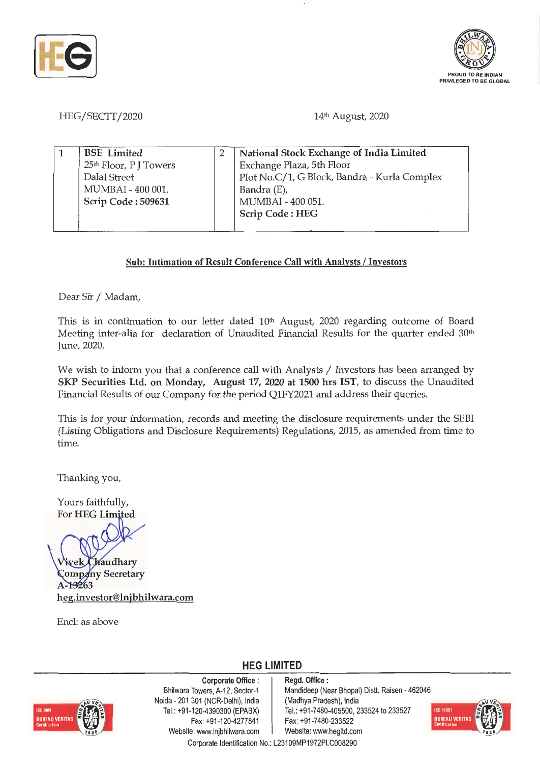HEG/SECTT/2020

14th August, 2020

| 1 | **BSE Limited**<br>25th Floor, P J Towers<br>Dalal Street<br>MUMBAI - 400 001.<br>**Scrip Code : 509631** | 2 | **National Stock Exchange of India Limited**<br>Exchange Plaza, 5th Floor<br>Plot No.C/1, G Block, Bandra - Kurla Complex<br>Bandra (E),<br>MUMBAI - 400 051.<br>**Scrip Code : HEG** |
|---|---|---|---|

**Sub: Intimation of Result Conference Call with Analysts / Investors**

Dear Sir / Madam,

This is in continuation to our letter dated 10th August, 2020 regarding outcome of Board Meeting inter-alia for declaration of Unaudited Financial Results for the quarter ended 30th June, 2020.

We wish to inform you that a conference call with Analysts / Investors has been arranged by **SKP Securities Ltd. on Monday, August 17, 2020 at 1500 hrs IST**, to discuss the Unaudited Financial Results of our Company for the period Q1FY2021 and address their queries.

This is for your information, records and meeting the disclosure requirements under the SEBI (Listing Obligations and Disclosure Requirements) Regulations, 2015, as amended from time to time.

Thanking you,

Yours faithfully,
For **HEG Limited**

**Vivek Chaudhary**
**Company Secretary**
**A-13263**
**heg.investor@lnjbhilwara.com**

Encl: as above

**HEG LIMITED**

**Corporate Office :** Bhilwara Towers, A-12, Sector-1, Noida - 201 301 (NCR-Delhi), India, Tel.: +91-120-4390300 (EPABX), Fax: +91-120-4277841, Website: www.lnjbhilwara.com

**Regd. Office :** Mandideep (Near Bhopal) Distt. Raisen - 462046 (Madhya Pradesh), India, Tel.: +91-7480-405500, 233524 to 233527, Fax: +91-7480-233522, Website: www.hegltd.com

Corporate Identification No.: L23109MP1972PLC008290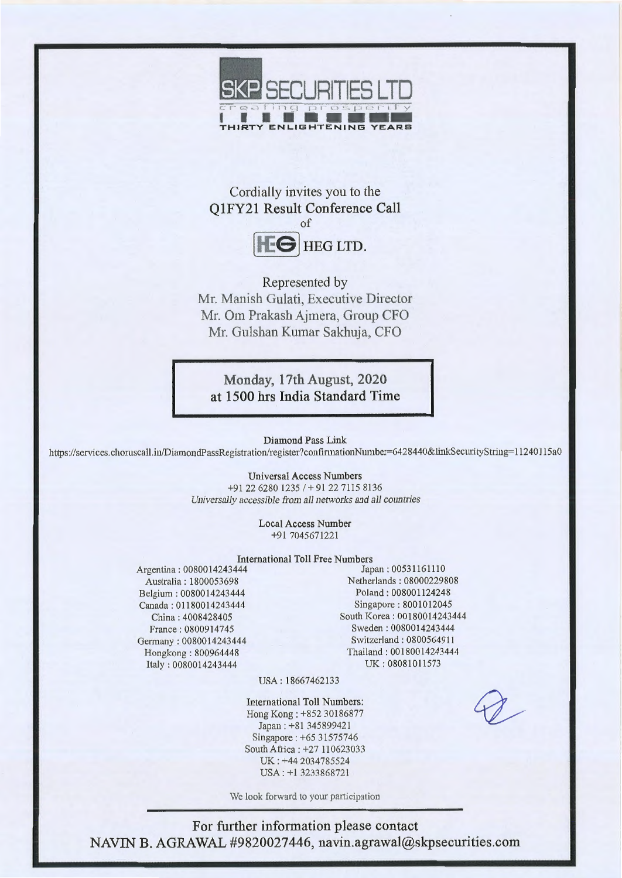# SKP SECURITIES LTD

creating prosperity

THIRTY ENLIGHTENING YEARS

Cordially invites you to the

**Q1FY21 Result Conference Call**

of

**HEG LTD.**

Represented by

Mr. Manish Gulati, Executive Director

Mr. Om Prakash Ajmera, Group CFO

Mr. Gulshan Kumar Sakhuja, CFO

**Monday, 17th August, 2020**
**at 1500 hrs India Standard Time**

**Diamond Pass Link**

https://services.choruscall.in/DiamondPassRegistration/register?confirmationNumber=6428440&linkSecurityString=11240115a0

**Universal Access Numbers**

+91 22 6280 1235 / + 91 22 7115 8136

*Universally accessible from all networks and all countries*

**Local Access Number**

+91 7045671221

**International Toll Free Numbers**

Argentina : 0080014243444
Australia : 1800053698
Belgium : 0080014243444
Canada : 01180014243444
China : 4008428405
France : 0800914745
Germany : 0080014243444
Hongkong : 800964448
Italy : 0080014243444
Japan : 00531161110
Netherlands : 08000229808
Poland : 008001124248
Singapore : 8001012045
South Korea : 00180014243444
Sweden : 0080014243444
Switzerland : 0800564911
Thailand : 00180014243444
UK : 08081011573
USA : 18667462133

**International Toll Numbers:**

Hong Kong : +852 30186877
Japan : +81 345899421
Singapore : +65 31575746
South Africa : +27 110623033
UK : +44 2034785524
USA : +1 3233868721

We look forward to your participation

**For further information please contact**
**NAVIN B. AGRAWAL #9820027446, navin.agrawal@skpsecurities.com**